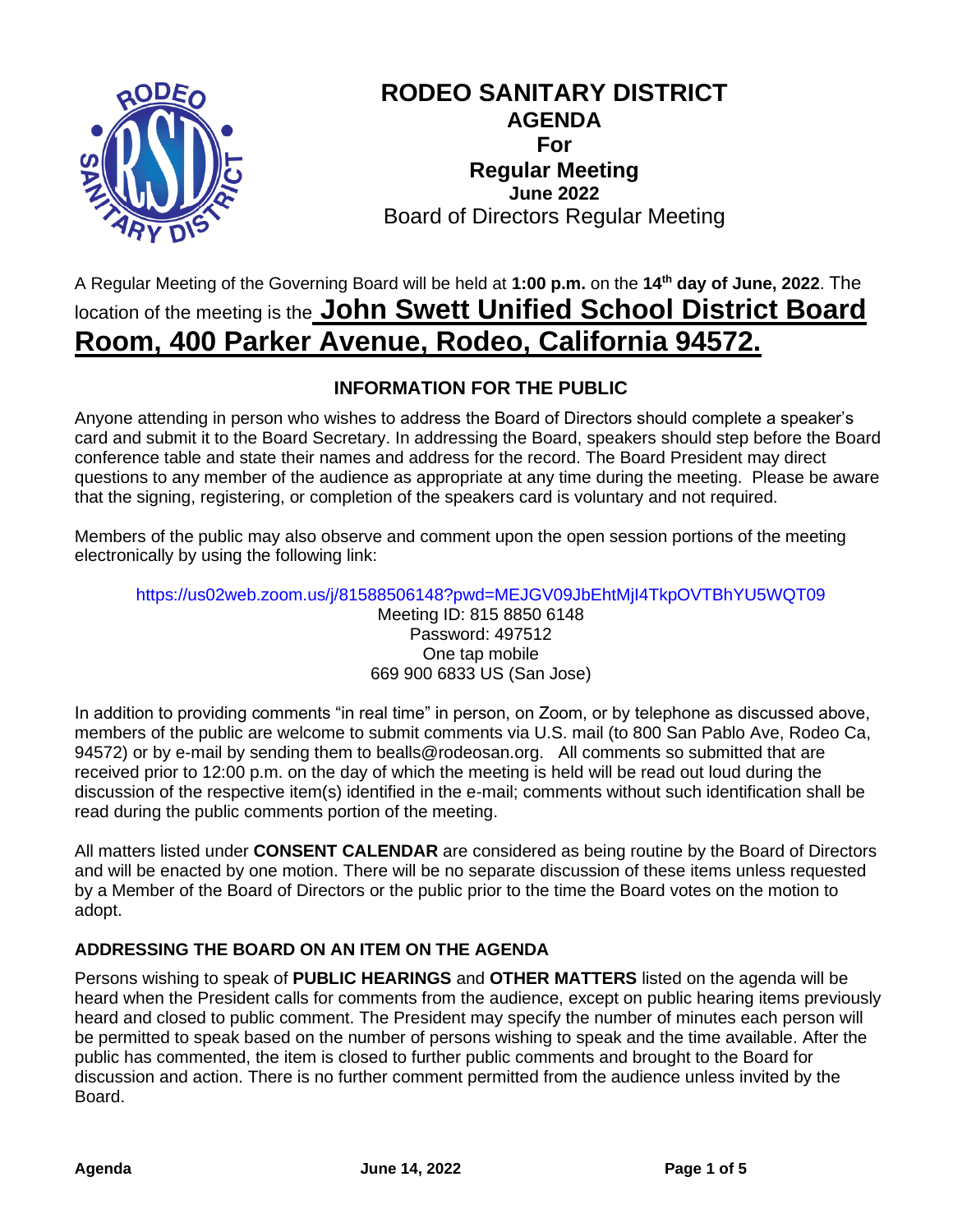# RODEO SANITARY DISTRICT

**AGENDA**
**For**
**Regular Meeting**
**June 2022**
Board of Directors Regular Meeting

A Regular Meeting of the Governing Board will be held at **1:00 p.m.** on the **14th day of June, 2022**. The location of the meeting is the **John Swett Unified School District Board Room, 400 Parker Avenue, Rodeo, California 94572.**

## INFORMATION FOR THE PUBLIC

Anyone attending in person who wishes to address the Board of Directors should complete a speaker's card and submit it to the Board Secretary. In addressing the Board, speakers should step before the Board conference table and state their names and address for the record. The Board President may direct questions to any member of the audience as appropriate at any time during the meeting. Please be aware that the signing, registering, or completion of the speakers card is voluntary and not required.

Members of the public may also observe and comment upon the open session portions of the meeting electronically by using the following link:

https://us02web.zoom.us/j/81588506148?pwd=MEJGV09JbEhtMjI4TkpOVTBhYU5WQT09
Meeting ID: 815 8850 6148
Password: 497512
One tap mobile
669 900 6833 US (San Jose)

In addition to providing comments "in real time" in person, on Zoom, or by telephone as discussed above, members of the public are welcome to submit comments via U.S. mail (to 800 San Pablo Ave, Rodeo Ca, 94572) or by e-mail by sending them to bealls@rodeosan.org. All comments so submitted that are received prior to 12:00 p.m. on the day of which the meeting is held will be read out loud during the discussion of the respective item(s) identified in the e-mail; comments without such identification shall be read during the public comments portion of the meeting.

All matters listed under **CONSENT CALENDAR** are considered as being routine by the Board of Directors and will be enacted by one motion. There will be no separate discussion of these items unless requested by a Member of the Board of Directors or the public prior to the time the Board votes on the motion to adopt.

### ADDRESSING THE BOARD ON AN ITEM ON THE AGENDA

Persons wishing to speak of **PUBLIC HEARINGS** and **OTHER MATTERS** listed on the agenda will be heard when the President calls for comments from the audience, except on public hearing items previously heard and closed to public comment. The President may specify the number of minutes each person will be permitted to speak based on the number of persons wishing to speak and the time available. After the public has commented, the item is closed to further public comments and brought to the Board for discussion and action. There is no further comment permitted from the audience unless invited by the Board.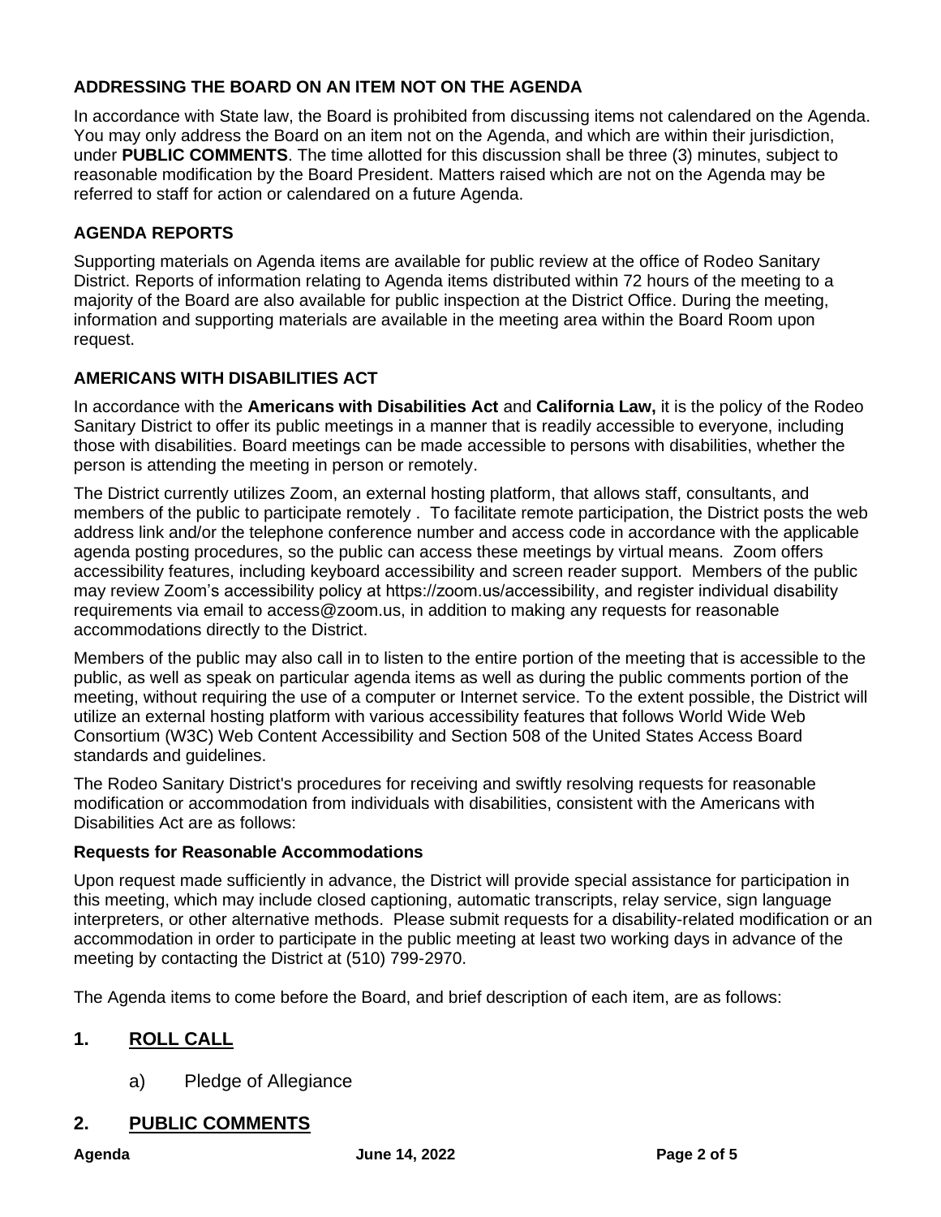### ADDRESSING THE BOARD ON AN ITEM NOT ON THE AGENDA

In accordance with State law, the Board is prohibited from discussing items not calendared on the Agenda. You may only address the Board on an item not on the Agenda, and which are within their jurisdiction, under **PUBLIC COMMENTS**. The time allotted for this discussion shall be three (3) minutes, subject to reasonable modification by the Board President. Matters raised which are not on the Agenda may be referred to staff for action or calendared on a future Agenda.

### AGENDA REPORTS

Supporting materials on Agenda items are available for public review at the office of Rodeo Sanitary District. Reports of information relating to Agenda items distributed within 72 hours of the meeting to a majority of the Board are also available for public inspection at the District Office. During the meeting, information and supporting materials are available in the meeting area within the Board Room upon request.

### AMERICANS WITH DISABILITIES ACT

In accordance with the **Americans with Disabilities Act** and **California Law,** it is the policy of the Rodeo Sanitary District to offer its public meetings in a manner that is readily accessible to everyone, including those with disabilities. Board meetings can be made accessible to persons with disabilities, whether the person is attending the meeting in person or remotely.

The District currently utilizes Zoom, an external hosting platform, that allows staff, consultants, and members of the public to participate remotely . To facilitate remote participation, the District posts the web address link and/or the telephone conference number and access code in accordance with the applicable agenda posting procedures, so the public can access these meetings by virtual means. Zoom offers accessibility features, including keyboard accessibility and screen reader support. Members of the public may review Zoom's accessibility policy at https://zoom.us/accessibility, and register individual disability requirements via email to access@zoom.us, in addition to making any requests for reasonable accommodations directly to the District.

Members of the public may also call in to listen to the entire portion of the meeting that is accessible to the public, as well as speak on particular agenda items as well as during the public comments portion of the meeting, without requiring the use of a computer or Internet service. To the extent possible, the District will utilize an external hosting platform with various accessibility features that follows World Wide Web Consortium (W3C) Web Content Accessibility and Section 508 of the United States Access Board standards and guidelines.

The Rodeo Sanitary District's procedures for receiving and swiftly resolving requests for reasonable modification or accommodation from individuals with disabilities, consistent with the Americans with Disabilities Act are as follows:

#### Requests for Reasonable Accommodations

Upon request made sufficiently in advance, the District will provide special assistance for participation in this meeting, which may include closed captioning, automatic transcripts, relay service, sign language interpreters, or other alternative methods. Please submit requests for a disability-related modification or an accommodation in order to participate in the public meeting at least two working days in advance of the meeting by contacting the District at (510) 799-2970.

The Agenda items to come before the Board, and brief description of each item, are as follows:

## 1. ROLL CALL

a) Pledge of Allegiance

## 2. PUBLIC COMMENTS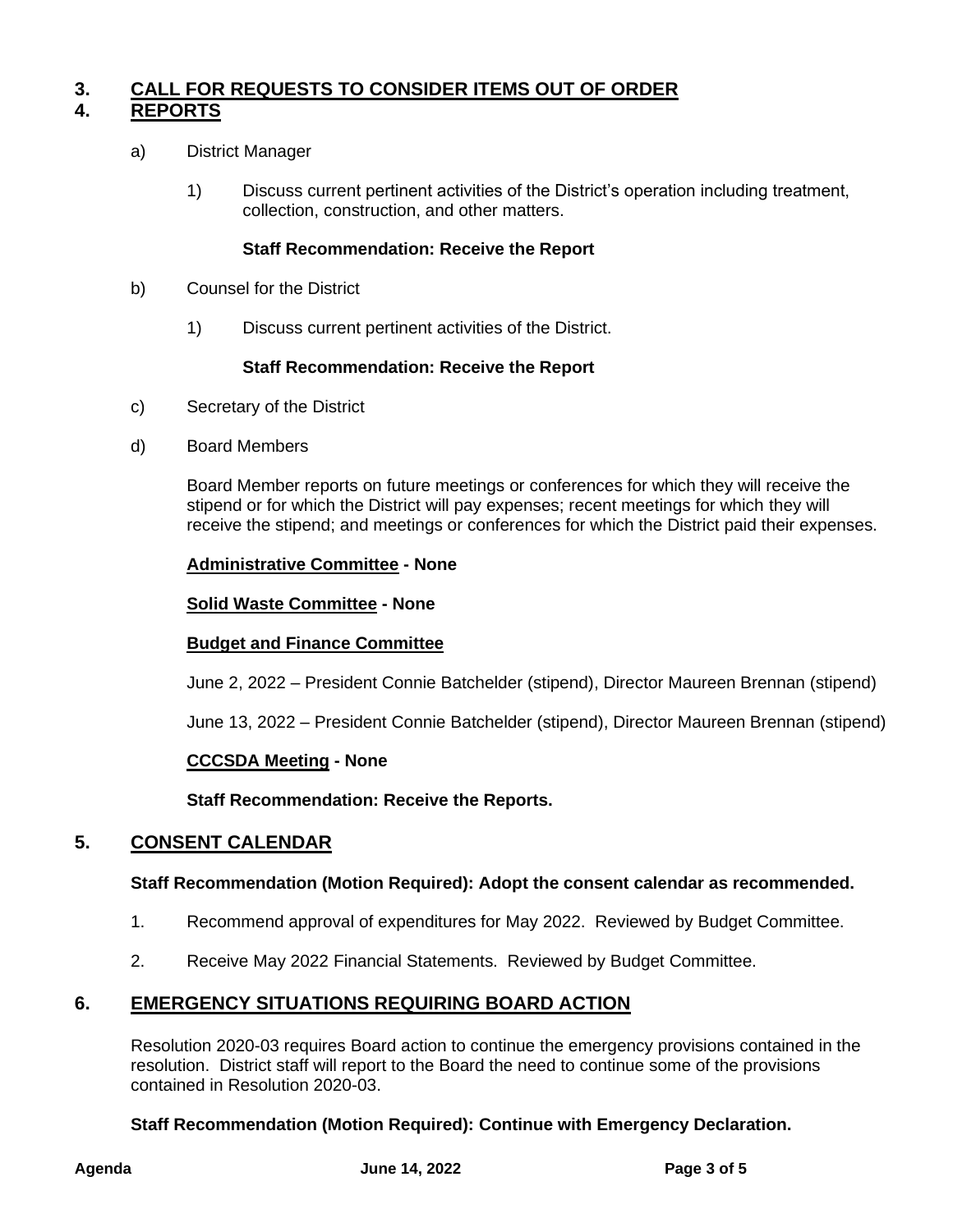## 3. CALL FOR REQUESTS TO CONSIDER ITEMS OUT OF ORDER

## 4. REPORTS

a) District Manager

1) Discuss current pertinent activities of the District's operation including treatment, collection, construction, and other matters.

**Staff Recommendation: Receive the Report**

b) Counsel for the District

1) Discuss current pertinent activities of the District.

**Staff Recommendation: Receive the Report**

c) Secretary of the District

d) Board Members

Board Member reports on future meetings or conferences for which they will receive the stipend or for which the District will pay expenses; recent meetings for which they will receive the stipend; and meetings or conferences for which the District paid their expenses.

**Administrative Committee - None**

**Solid Waste Committee - None**

**Budget and Finance Committee**

June 2, 2022 – President Connie Batchelder (stipend), Director Maureen Brennan (stipend)

June 13, 2022 – President Connie Batchelder (stipend), Director Maureen Brennan (stipend)

**CCCSDA Meeting - None**

**Staff Recommendation: Receive the Reports.**

## 5. CONSENT CALENDAR

**Staff Recommendation (Motion Required): Adopt the consent calendar as recommended.**

1. Recommend approval of expenditures for May 2022. Reviewed by Budget Committee.
2. Receive May 2022 Financial Statements. Reviewed by Budget Committee.

## 6. EMERGENCY SITUATIONS REQUIRING BOARD ACTION

Resolution 2020-03 requires Board action to continue the emergency provisions contained in the resolution. District staff will report to the Board the need to continue some of the provisions contained in Resolution 2020-03.

**Staff Recommendation (Motion Required): Continue with Emergency Declaration.**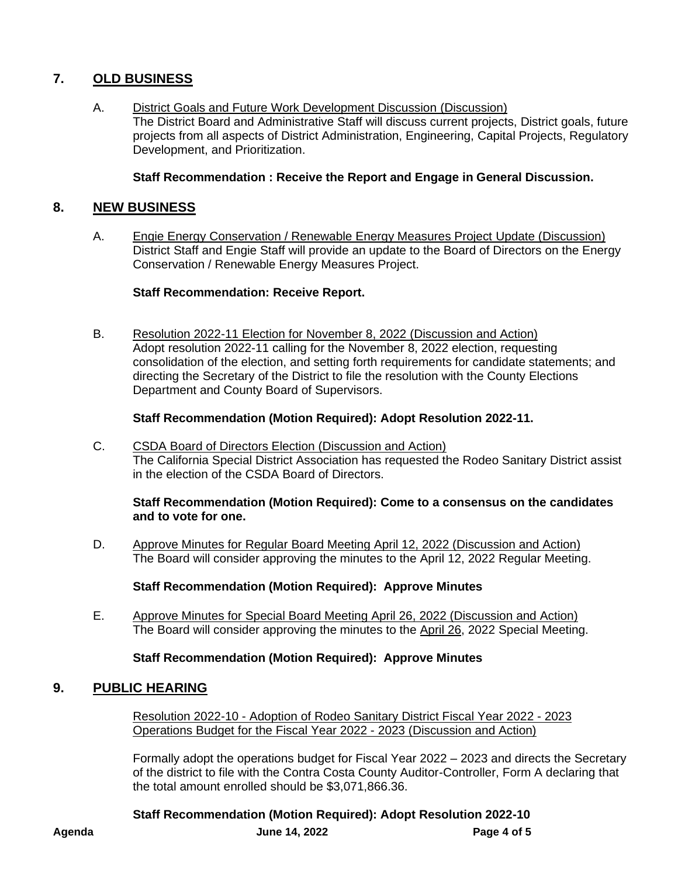## 7. OLD BUSINESS

A. District Goals and Future Work Development Discussion (Discussion)
The District Board and Administrative Staff will discuss current projects, District goals, future projects from all aspects of District Administration, Engineering, Capital Projects, Regulatory Development, and Prioritization.

**Staff Recommendation : Receive the Report and Engage in General Discussion.**

## 8. NEW BUSINESS

A. Engie Energy Conservation / Renewable Energy Measures Project Update (Discussion)
District Staff and Engie Staff will provide an update to the Board of Directors on the Energy Conservation / Renewable Energy Measures Project.

**Staff Recommendation: Receive Report.**

B. Resolution 2022-11 Election for November 8, 2022 (Discussion and Action)
Adopt resolution 2022-11 calling for the November 8, 2022 election, requesting consolidation of the election, and setting forth requirements for candidate statements; and directing the Secretary of the District to file the resolution with the County Elections Department and County Board of Supervisors.

**Staff Recommendation (Motion Required): Adopt Resolution 2022-11.**

C. CSDA Board of Directors Election (Discussion and Action)
The California Special District Association has requested the Rodeo Sanitary District assist in the election of the CSDA Board of Directors.

**Staff Recommendation (Motion Required): Come to a consensus on the candidates and to vote for one.**

D. Approve Minutes for Regular Board Meeting April 12, 2022 (Discussion and Action)
The Board will consider approving the minutes to the April 12, 2022 Regular Meeting.

**Staff Recommendation (Motion Required): Approve Minutes**

E. Approve Minutes for Special Board Meeting April 26, 2022 (Discussion and Action)
The Board will consider approving the minutes to the April 26, 2022 Special Meeting.

**Staff Recommendation (Motion Required): Approve Minutes**

## 9. PUBLIC HEARING

Resolution 2022-10 - Adoption of Rodeo Sanitary District Fiscal Year 2022 - 2023 Operations Budget for the Fiscal Year 2022 - 2023 (Discussion and Action)

Formally adopt the operations budget for Fiscal Year 2022 – 2023 and directs the Secretary of the district to file with the Contra Costa County Auditor-Controller, Form A declaring that the total amount enrolled should be $3,071,866.36.

**Staff Recommendation (Motion Required): Adopt Resolution 2022-10**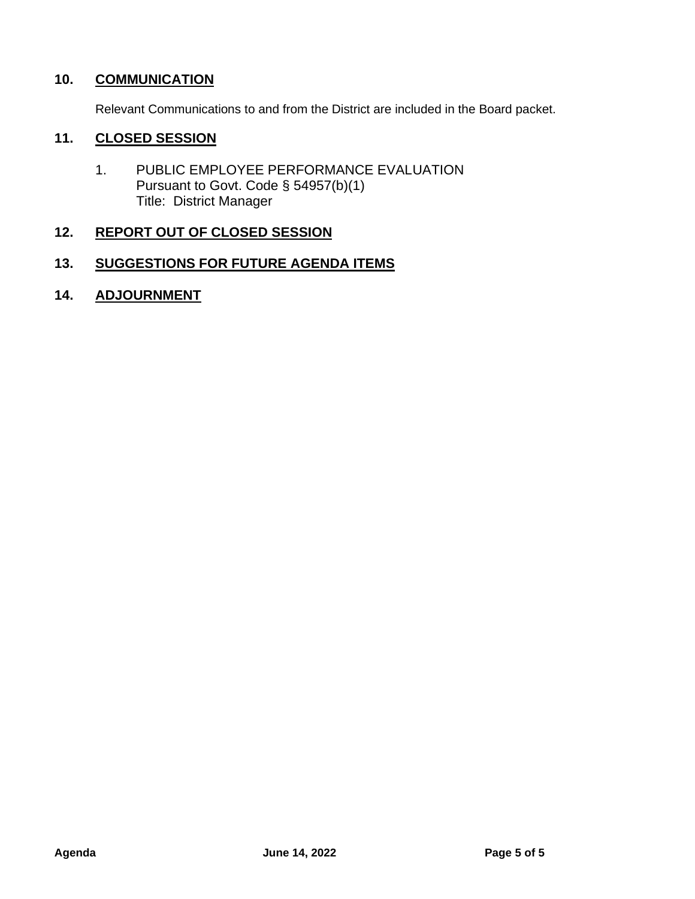## 10. COMMUNICATION

Relevant Communications to and from the District are included in the Board packet.

## 11. CLOSED SESSION

1. PUBLIC EMPLOYEE PERFORMANCE EVALUATION
   Pursuant to Govt. Code § 54957(b)(1)
   Title: District Manager

## 12. REPORT OUT OF CLOSED SESSION

## 13. SUGGESTIONS FOR FUTURE AGENDA ITEMS

## 14. ADJOURNMENT